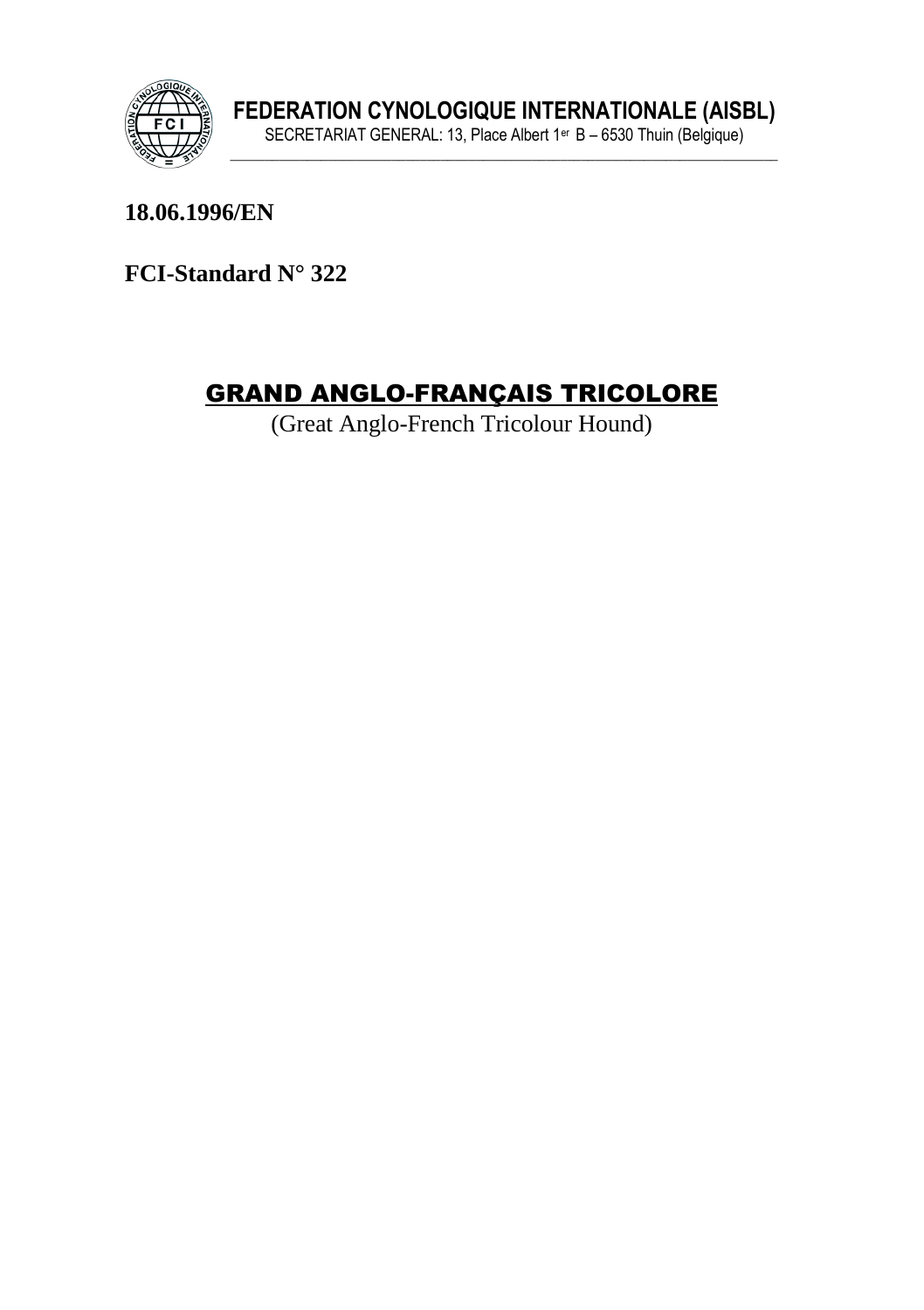**FEDERATION CYNOLOGIQUE INTERNATIONALE (AISBL)**
SECRETARIAT GENERAL: 13, Place Albert 1er B – 6530 Thuin (Belgique)

**18.06.1996/EN**

**FCI-Standard N° 322**

# GRAND ANGLO-FRANÇAIS TRICOLORE

(Great Anglo-French Tricolour Hound)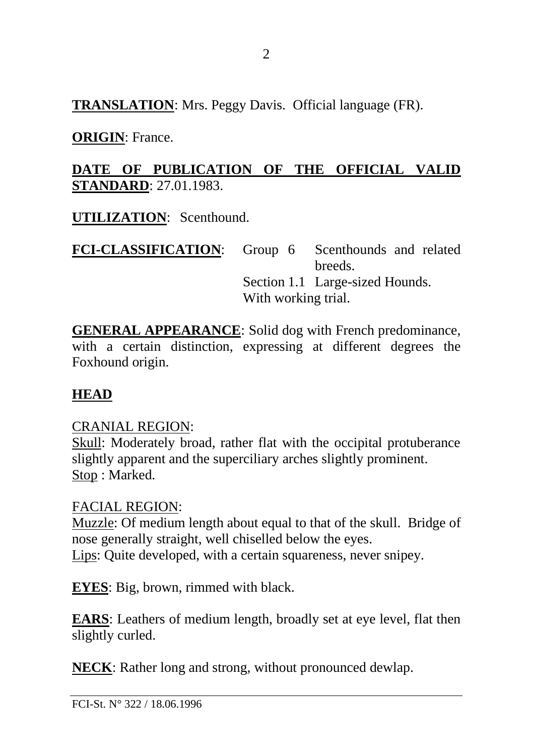**TRANSLATION**: Mrs. Peggy Davis. Official language (FR).

**ORIGIN**: France.

**DATE OF PUBLICATION OF THE OFFICIAL VALID STANDARD**: 27.01.1983.

**UTILIZATION**: Scenthound.

**FCI-CLASSIFICATION**: Group 6 Scenthounds and related breeds.
Section 1.1 Large-sized Hounds.
With working trial.

**GENERAL APPEARANCE**: Solid dog with French predominance, with a certain distinction, expressing at different degrees the Foxhound origin.

## HEAD

CRANIAL REGION:
Skull: Moderately broad, rather flat with the occipital protuberance slightly apparent and the superciliary arches slightly prominent.
Stop : Marked.

FACIAL REGION:
Muzzle: Of medium length about equal to that of the skull. Bridge of nose generally straight, well chiselled below the eyes.
Lips: Quite developed, with a certain squareness, never snipey.

**EYES**: Big, brown, rimmed with black.

**EARS**: Leathers of medium length, broadly set at eye level, flat then slightly curled.

**NECK**: Rather long and strong, without pronounced dewlap.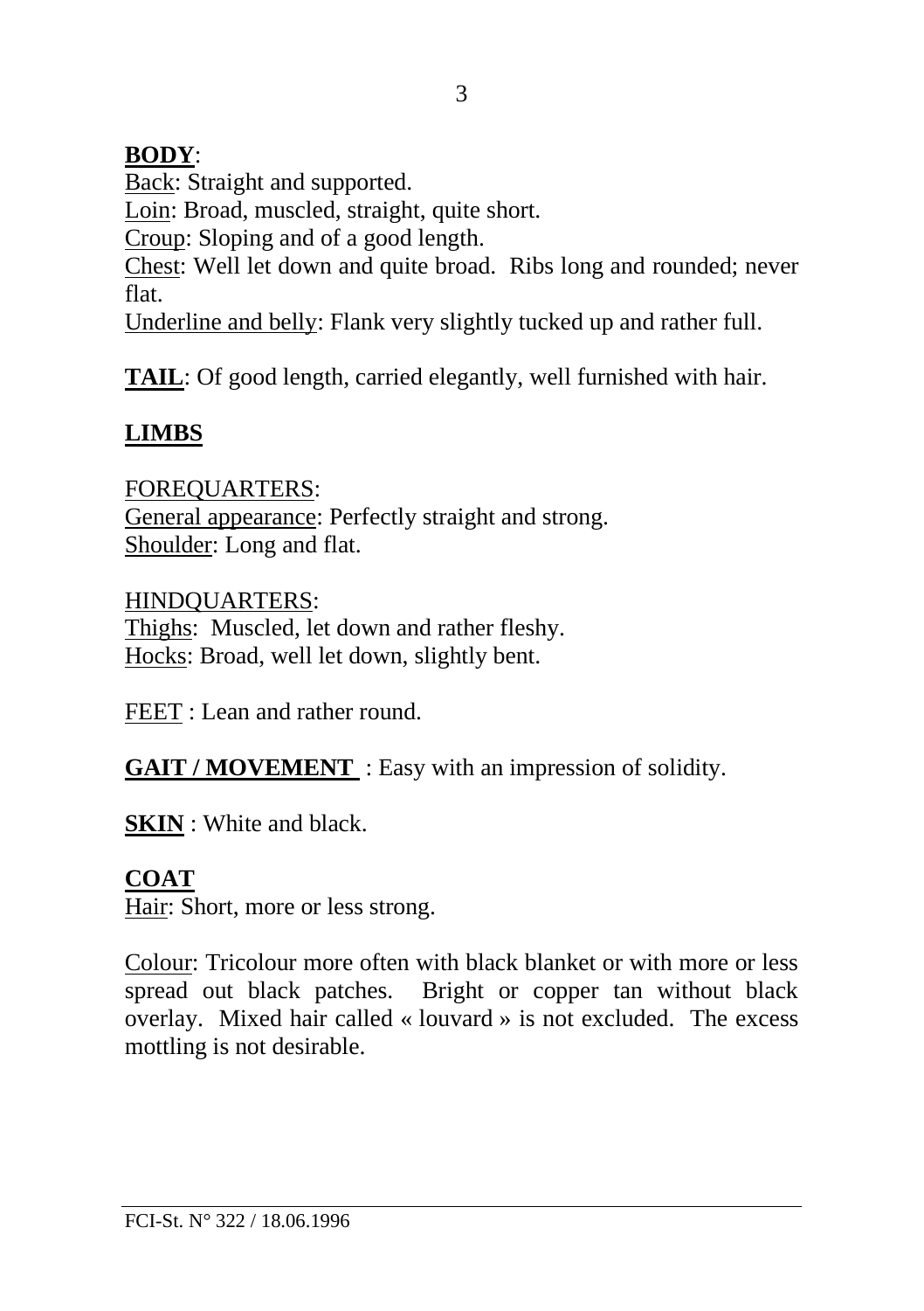**BODY**:

Back: Straight and supported.
Loin: Broad, muscled, straight, quite short.
Croup: Sloping and of a good length.
Chest: Well let down and quite broad. Ribs long and rounded; never flat.
Underline and belly: Flank very slightly tucked up and rather full.

**TAIL**: Of good length, carried elegantly, well furnished with hair.

**LIMBS**

FOREQUARTERS:
General appearance: Perfectly straight and strong.
Shoulder: Long and flat.

HINDQUARTERS:
Thighs: Muscled, let down and rather fleshy.
Hocks: Broad, well let down, slightly bent.

FEET : Lean and rather round.

**GAIT / MOVEMENT** : Easy with an impression of solidity.

**SKIN** : White and black.

**COAT**

Hair: Short, more or less strong.

Colour: Tricolour more often with black blanket or with more or less spread out black patches. Bright or copper tan without black overlay. Mixed hair called « louvard » is not excluded. The excess mottling is not desirable.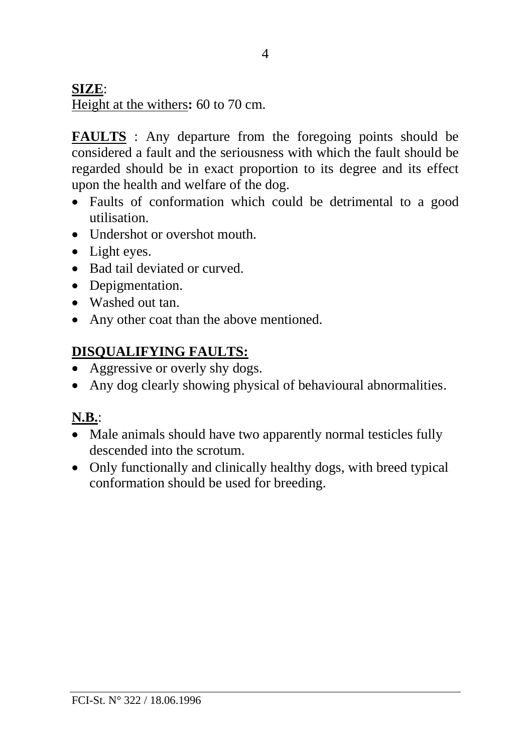**SIZE**:
Height at the withers**:** 60 to 70 cm.

**FAULTS** : Any departure from the foregoing points should be considered a fault and the seriousness with which the fault should be regarded should be in exact proportion to its degree and its effect upon the health and welfare of the dog.

- Faults of conformation which could be detrimental to a good utilisation.
- Undershot or overshot mouth.
- Light eyes.
- Bad tail deviated or curved.
- Depigmentation.
- Washed out tan.
- Any other coat than the above mentioned.

**DISQUALIFYING FAULTS:**

- Aggressive or overly shy dogs.
- Any dog clearly showing physical of behavioural abnormalities.

**N.B.**:

- Male animals should have two apparently normal testicles fully descended into the scrotum.
- Only functionally and clinically healthy dogs, with breed typical conformation should be used for breeding.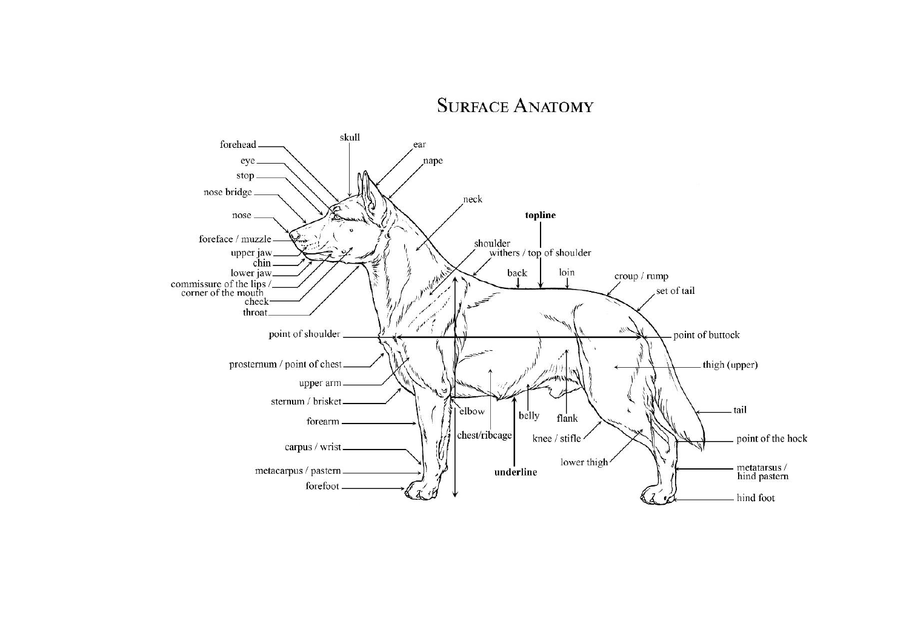# Surface Anatomy

forehead
eye
stop
nose bridge
nose
foreface / muzzle
upper jaw
chin
lower jaw
commissure of the lips / corner of the mouth
cheek
throat
skull
ear
nape
neck
shoulder
withers / top of shoulder
topline
back
loin
croup / rump
set of tail
point of shoulder
point of buttock
prosternum / point of chest
upper arm
sternum / brisket
forearm
carpus / wrist
metacarpus / pastern
forefoot
elbow
chest/ribcage
underline
belly
flank
knee / stifle
lower thigh
thigh (upper)
tail
point of the hock
metatarsus / hind pastern
hind foot